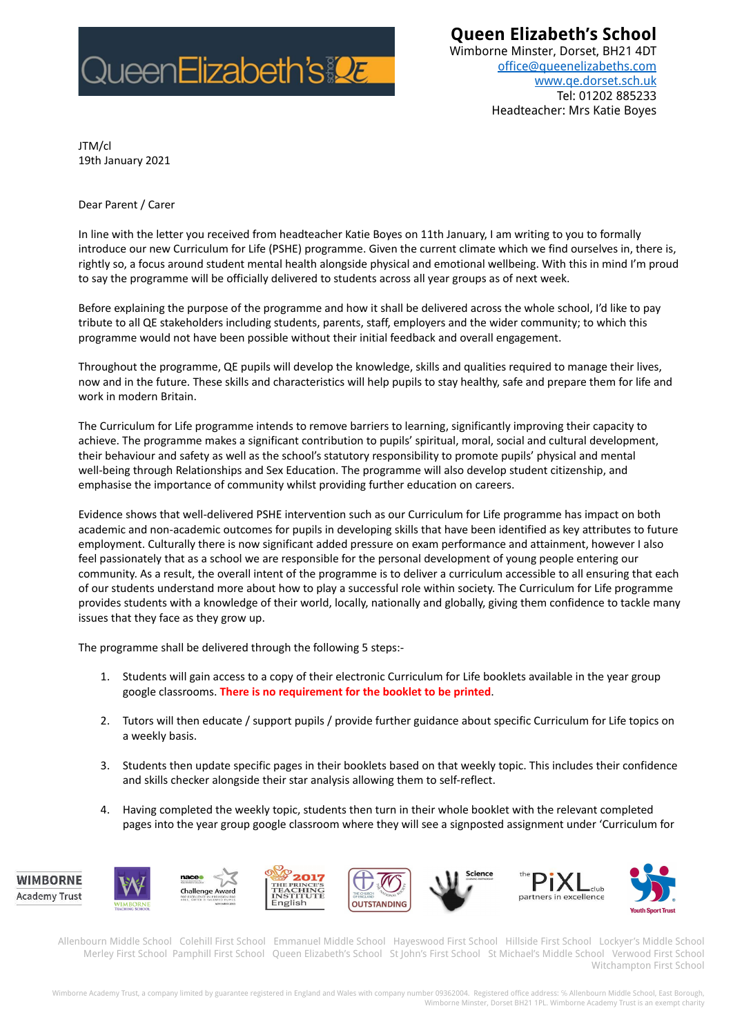**Queen Elizabeth's School**
Wimborne Minster, Dorset, BH21 4DT
office@queenelizabeths.com
www.qe.dorset.sch.uk
Tel: 01202 885233
Headteacher: Mrs Katie Boyes

JTM/cl
19th January 2021

Dear Parent / Carer

In line with the letter you received from headteacher Katie Boyes on 11th January, I am writing to you to formally introduce our new Curriculum for Life (PSHE) programme. Given the current climate which we find ourselves in, there is, rightly so, a focus around student mental health alongside physical and emotional wellbeing. With this in mind I'm proud to say the programme will be officially delivered to students across all year groups as of next week.

Before explaining the purpose of the programme and how it shall be delivered across the whole school, I'd like to pay tribute to all QE stakeholders including students, parents, staff, employers and the wider community; to which this programme would not have been possible without their initial feedback and overall engagement.

Throughout the programme, QE pupils will develop the knowledge, skills and qualities required to manage their lives, now and in the future. These skills and characteristics will help pupils to stay healthy, safe and prepare them for life and work in modern Britain.

The Curriculum for Life programme intends to remove barriers to learning, significantly improving their capacity to achieve. The programme makes a significant contribution to pupils' spiritual, moral, social and cultural development, their behaviour and safety as well as the school's statutory responsibility to promote pupils' physical and mental well-being through Relationships and Sex Education. The programme will also develop student citizenship, and emphasise the importance of community whilst providing further education on careers.

Evidence shows that well-delivered PSHE intervention such as our Curriculum for Life programme has impact on both academic and non-academic outcomes for pupils in developing skills that have been identified as key attributes to future employment. Culturally there is now significant added pressure on exam performance and attainment, however I also feel passionately that as a school we are responsible for the personal development of young people entering our community. As a result, the overall intent of the programme is to deliver a curriculum accessible to all ensuring that each of our students understand more about how to play a successful role within society. The Curriculum for Life programme provides students with a knowledge of their world, locally, nationally and globally, giving them confidence to tackle many issues that they face as they grow up.

The programme shall be delivered through the following 5 steps:-

1. Students will gain access to a copy of their electronic Curriculum for Life booklets available in the year group google classrooms. **There is no requirement for the booklet to be printed**.

2. Tutors will then educate / support pupils / provide further guidance about specific Curriculum for Life topics on a weekly basis.

3. Students then update specific pages in their booklets based on that weekly topic. This includes their confidence and skills checker alongside their star analysis allowing them to self-reflect.

4. Having completed the weekly topic, students then turn in their whole booklet with the relevant completed pages into the year group google classroom where they will see a signposted assignment under 'Curriculum for

Allenbourn Middle School Colehill First School Emmanuel Middle School Hayeswood First School Hillside First School Lockyer's Middle School Merley First School Pamphill First School Queen Elizabeth's School St John's First School St Michael's Middle School Verwood First School Witchampton First School

Wimborne Academy Trust, a company limited by guarantee registered in England and Wales with company number 09362004. Registered office address: % Allenbourn Middle School, East Borough, Wimborne Minster, Dorset BH21 1PL. Wimborne Academy Trust is an exempt charity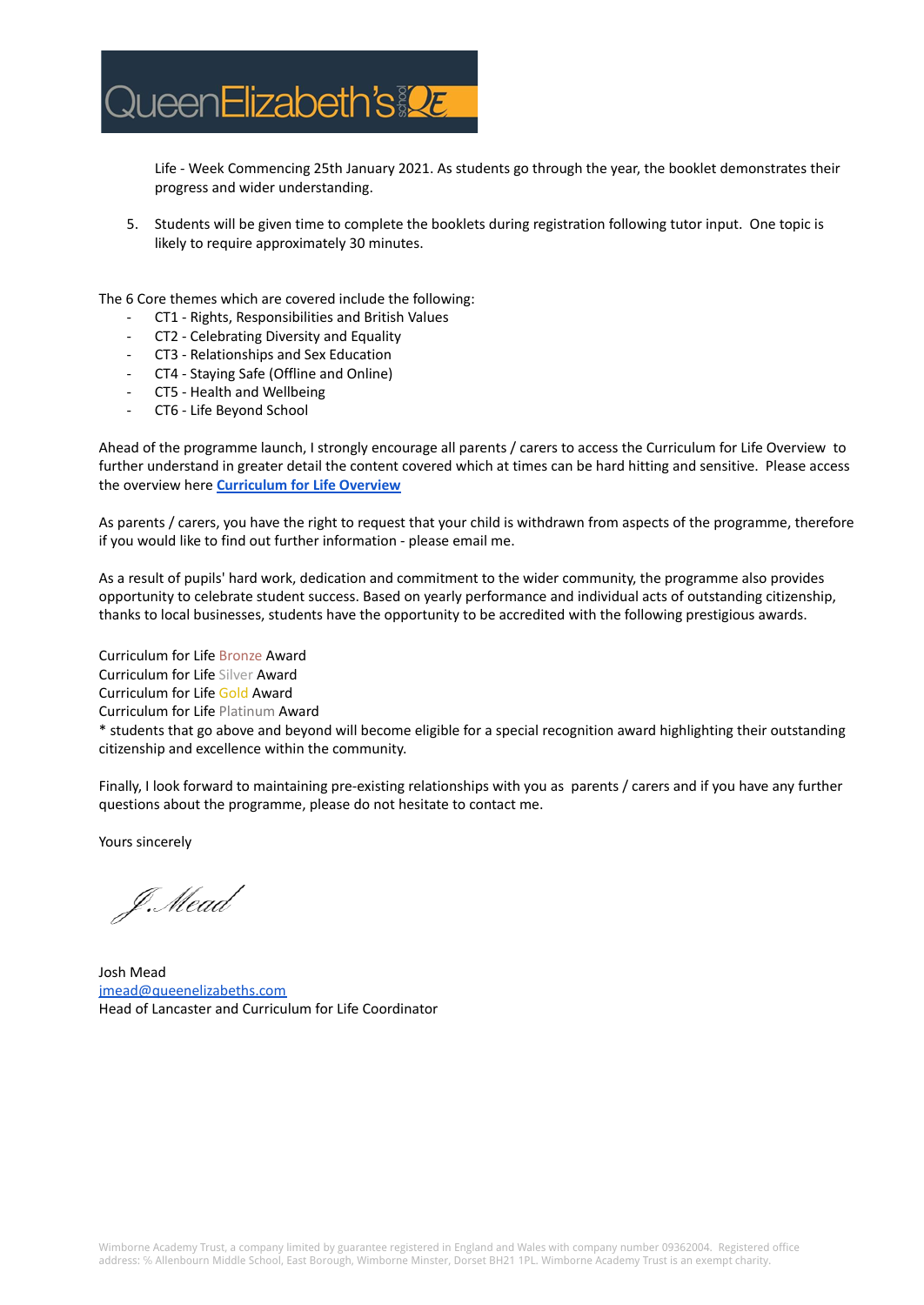Life - Week Commencing 25th January 2021. As students go through the year, the booklet demonstrates their progress and wider understanding.

5. Students will be given time to complete the booklets during registration following tutor input. One topic is likely to require approximately 30 minutes.

The 6 Core themes which are covered include the following:

- CT1 - Rights, Responsibilities and British Values
- CT2 - Celebrating Diversity and Equality
- CT3 - Relationships and Sex Education
- CT4 - Staying Safe (Offline and Online)
- CT5 - Health and Wellbeing
- CT6 - Life Beyond School

Ahead of the programme launch, I strongly encourage all parents / carers to access the Curriculum for Life Overview to further understand in greater detail the content covered which at times can be hard hitting and sensitive. Please access the overview here **Curriculum for Life Overview**

As parents / carers, you have the right to request that your child is withdrawn from aspects of the programme, therefore if you would like to find out further information - please email me.

As a result of pupils' hard work, dedication and commitment to the wider community, the programme also provides opportunity to celebrate student success. Based on yearly performance and individual acts of outstanding citizenship, thanks to local businesses, students have the opportunity to be accredited with the following prestigious awards.

Curriculum for Life Bronze Award
Curriculum for Life Silver Award
Curriculum for Life Gold Award
Curriculum for Life Platinum Award
* students that go above and beyond will become eligible for a special recognition award highlighting their outstanding citizenship and excellence within the community.

Finally, I look forward to maintaining pre-existing relationships with you as parents / carers and if you have any further questions about the programme, please do not hesitate to contact me.

Yours sincerely

J. Mead

Josh Mead
jmead@queenelizabeths.com
Head of Lancaster and Curriculum for Life Coordinator

Wimborne Academy Trust, a company limited by guarantee registered in England and Wales with company number 09362004. Registered office address: % Allenbourn Middle School, East Borough, Wimborne Minster, Dorset BH21 1PL. Wimborne Academy Trust is an exempt charity.